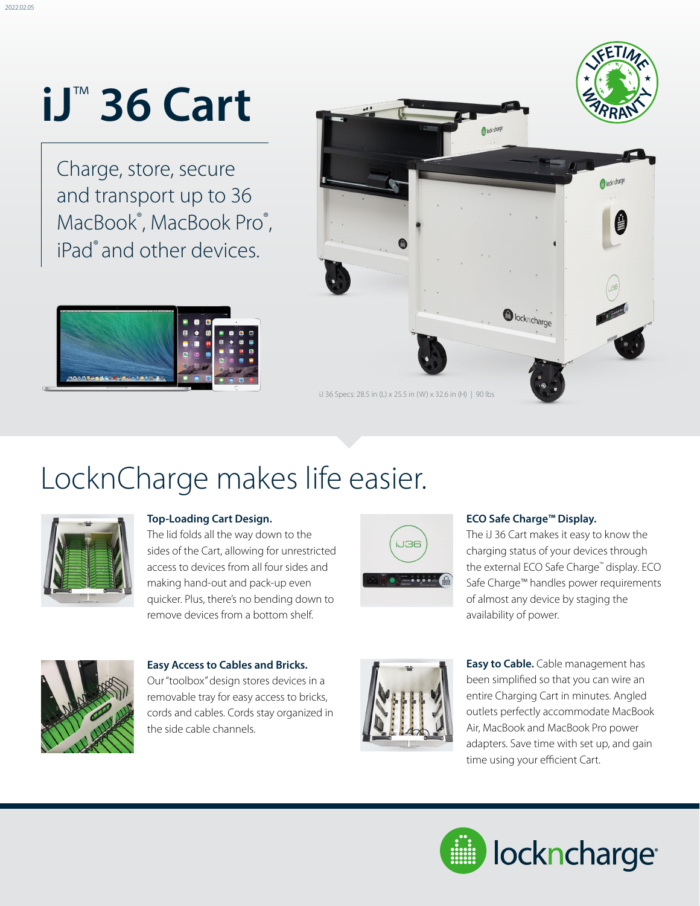# iJ™ 36 Cart

Charge, store, secure and transport up to 36 MacBook®, MacBook Pro®, iPad® and other devices.

iJ 36 Specs: 28.5 in (L) x 25.5 in (W) x 32.6 in (H) | 90 lbs

## LocknCharge makes life easier.

**Top-Loading Cart Design.**
The lid folds all the way down to the sides of the Cart, allowing for unrestricted access to devices from all four sides and making hand-out and pack-up even quicker. Plus, there's no bending down to remove devices from a bottom shelf.

**ECO Safe Charge™ Display.**
The iJ 36 Cart makes it easy to know the charging status of your devices through the external ECO Safe Charge™ display. ECO Safe Charge™ handles power requirements of almost any device by staging the availability of power.

**Easy Access to Cables and Bricks.**
Our "toolbox" design stores devices in a removable tray for easy access to bricks, cords and cables. Cords stay organized in the side cable channels.

**Easy to Cable.** Cable management has been simplified so that you can wire an entire Charging Cart in minutes. Angled outlets perfectly accommodate MacBook Air, MacBook and MacBook Pro power adapters. Save time with set up, and gain time using your efficient Cart.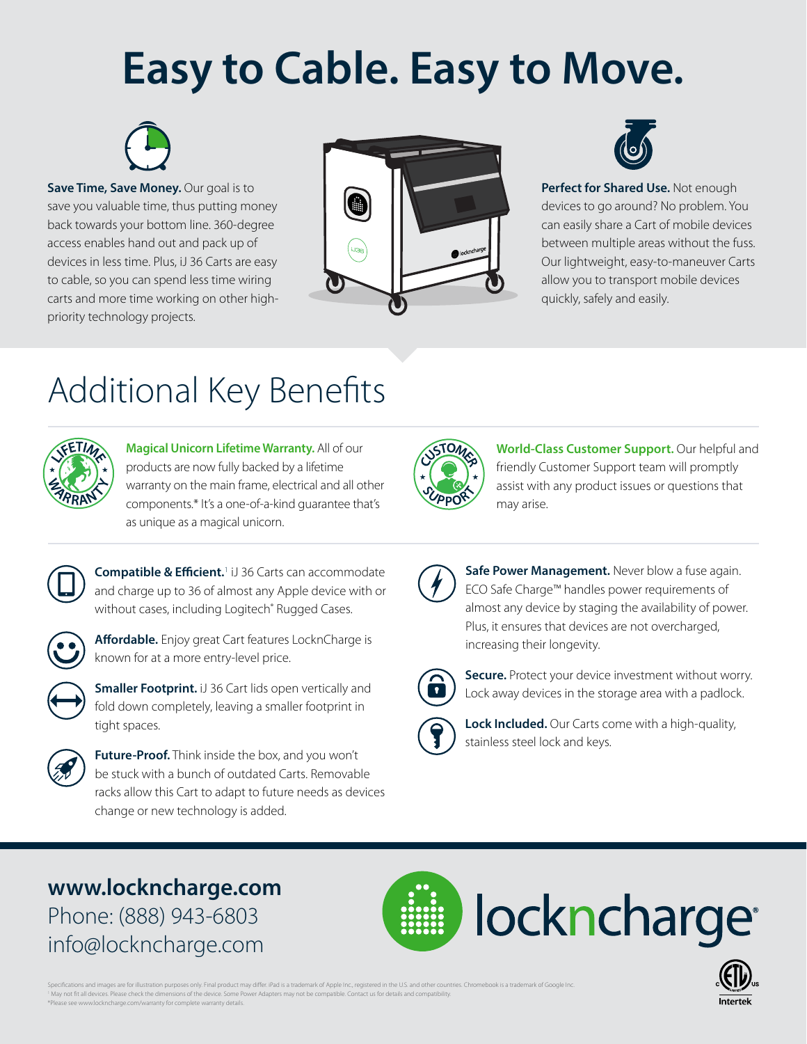# Easy to Cable. Easy to Move.

**Save Time, Save Money.** Our goal is to save you valuable time, thus putting money back towards your bottom line. 360-degree access enables hand out and pack up of devices in less time. Plus, iJ 36 Carts are easy to cable, so you can spend less time wiring carts and more time working on other high-priority technology projects.

**Perfect for Shared Use.** Not enough devices to go around? No problem. You can easily share a Cart of mobile devices between multiple areas without the fuss. Our lightweight, easy-to-maneuver Carts allow you to transport mobile devices quickly, safely and easily.

## Additional Key Benefits

**Magical Unicorn Lifetime Warranty.** All of our products are now fully backed by a lifetime warranty on the main frame, electrical and all other components.* It's a one-of-a-kind guarantee that's as unique as a magical unicorn.

**World-Class Customer Support.** Our helpful and friendly Customer Support team will promptly assist with any product issues or questions that may arise.

**Compatible & Efficient.**[1] iJ 36 Carts can accommodate and charge up to 36 of almost any Apple device with or without cases, including Logitech® Rugged Cases.

**Affordable.** Enjoy great Cart features LocknCharge is known for at a more entry-level price.

**Smaller Footprint.** iJ 36 Cart lids open vertically and fold down completely, leaving a smaller footprint in tight spaces.

**Future-Proof.** Think inside the box, and you won't be stuck with a bunch of outdated Carts. Removable racks allow this Cart to adapt to future needs as devices change or new technology is added.

**Safe Power Management.** Never blow a fuse again. ECO Safe Charge™ handles power requirements of almost any device by staging the availability of power. Plus, it ensures that devices are not overcharged, increasing their longevity.

**Secure.** Protect your device investment without worry. Lock away devices in the storage area with a padlock.

**Lock Included.** Our Carts come with a high-quality, stainless steel lock and keys.

**www.lockncharge.com**
Phone: (888) 943-6803
info@lockncharge.com

lockncharge®

Intertek

Specifications and images are for illustration purposes only. Final product may differ. iPad is a trademark of Apple Inc., registered in the U.S. and other countries. Chromebook is a trademark of Google Inc.
[1] May not fit all devices. Please check the dimensions of the device. Some Power Adapters may not be compatible. Contact us for details and compatibility.
*Please see www.lockncharge.com/warranty for complete warranty details.